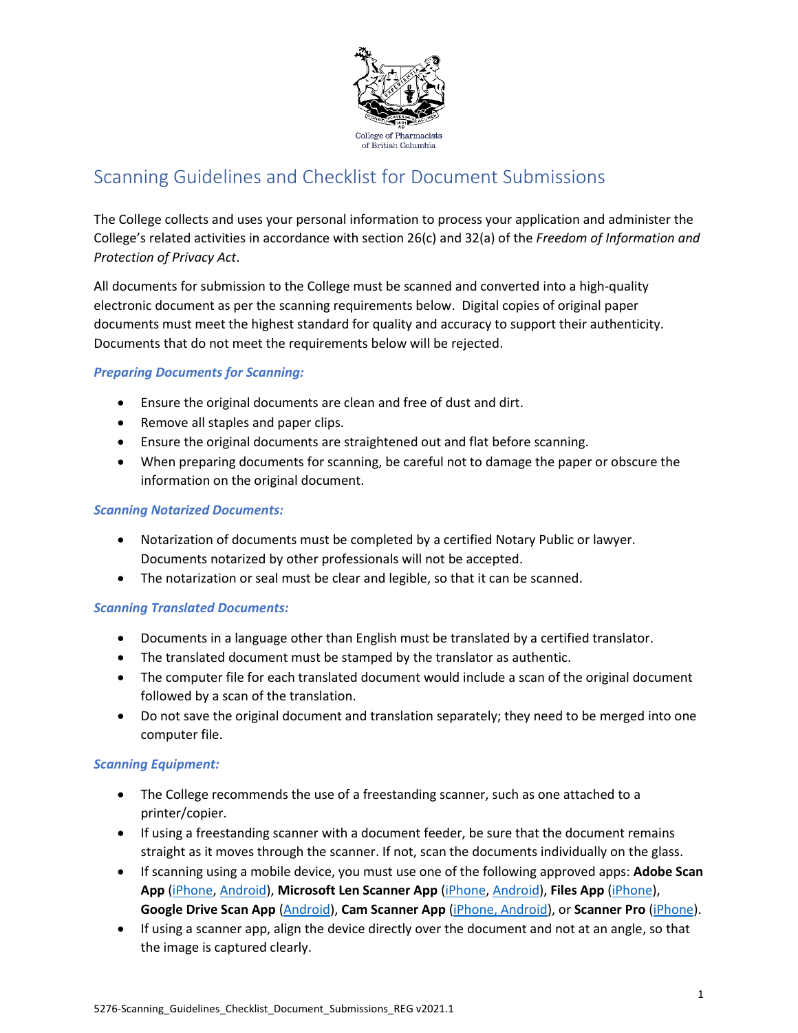College of Pharmacists of British Columbia

# Scanning Guidelines and Checklist for Document Submissions

The College collects and uses your personal information to process your application and administer the College's related activities in accordance with section 26(c) and 32(a) of the *Freedom of Information and Protection of Privacy Act*.

All documents for submission to the College must be scanned and converted into a high-quality electronic document as per the scanning requirements below. Digital copies of original paper documents must meet the highest standard for quality and accuracy to support their authenticity. Documents that do not meet the requirements below will be rejected.

### *Preparing Documents for Scanning:*

- Ensure the original documents are clean and free of dust and dirt.
- Remove all staples and paper clips.
- Ensure the original documents are straightened out and flat before scanning.
- When preparing documents for scanning, be careful not to damage the paper or obscure the information on the original document.

### *Scanning Notarized Documents:*

- Notarization of documents must be completed by a certified Notary Public or lawyer. Documents notarized by other professionals will not be accepted.
- The notarization or seal must be clear and legible, so that it can be scanned.

### *Scanning Translated Documents:*

- Documents in a language other than English must be translated by a certified translator.
- The translated document must be stamped by the translator as authentic.
- The computer file for each translated document would include a scan of the original document followed by a scan of the translation.
- Do not save the original document and translation separately; they need to be merged into one computer file.

### *Scanning Equipment:*

- The College recommends the use of a freestanding scanner, such as one attached to a printer/copier.
- If using a freestanding scanner with a document feeder, be sure that the document remains straight as it moves through the scanner. If not, scan the documents individually on the glass.
- If scanning using a mobile device, you must use one of the following approved apps: **Adobe Scan App** (iPhone, Android), **Microsoft Len Scanner App** (iPhone, Android), **Files App** (iPhone), **Google Drive Scan App** (Android), **Cam Scanner App** (iPhone, Android), or **Scanner Pro** (iPhone).
- If using a scanner app, align the device directly over the document and not at an angle, so that the image is captured clearly.

5276-Scanning_Guidelines_Checklist_Document_Submissions_REG v2021.1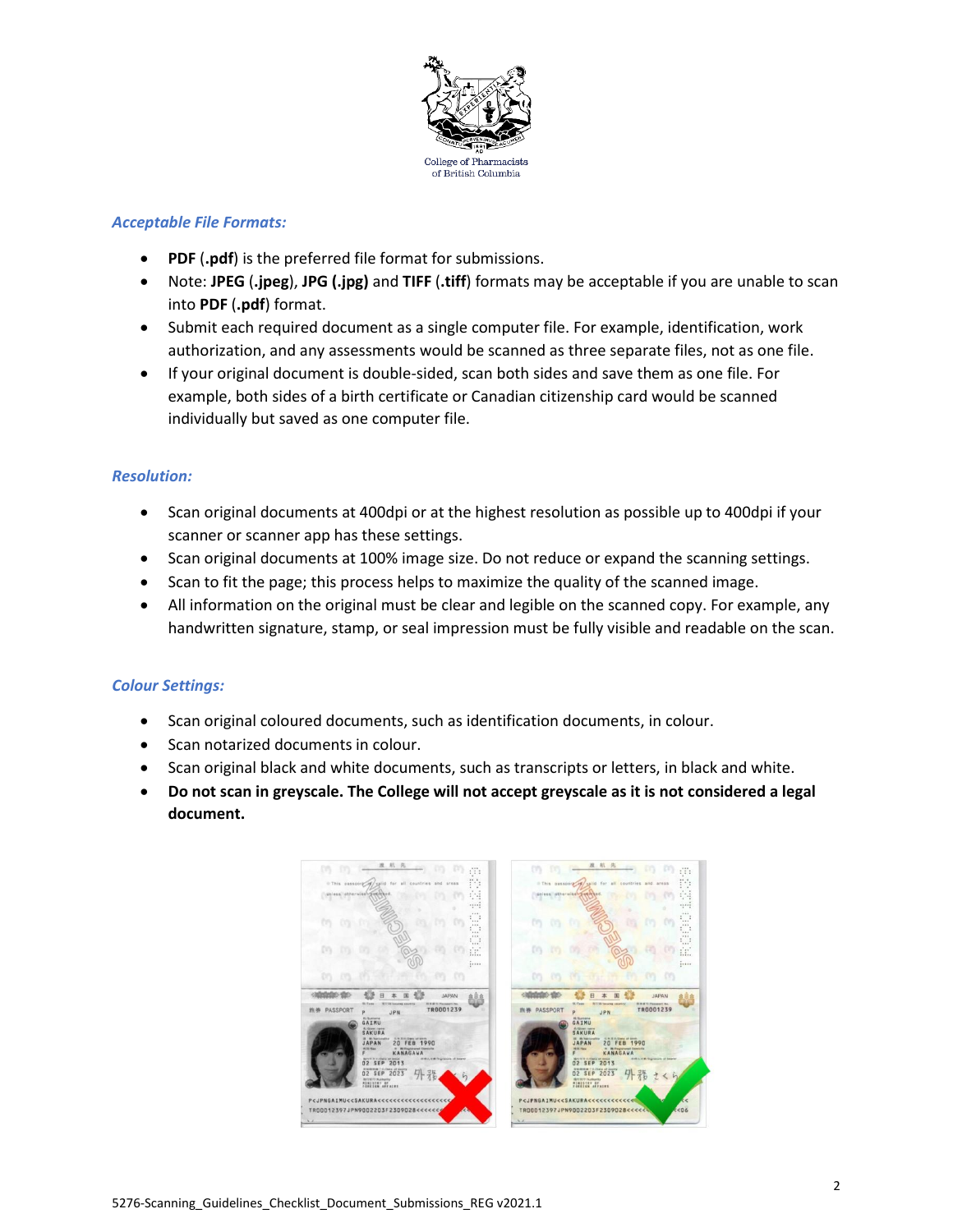### *Acceptable File Formats:*

- **PDF** (**.pdf**) is the preferred file format for submissions.
- Note: **JPEG** (**.jpeg**), **JPG** **(.jpg)** and **TIFF** (**.tiff**) formats may be acceptable if you are unable to scan into **PDF** (**.pdf**) format.
- Submit each required document as a single computer file. For example, identification, work authorization, and any assessments would be scanned as three separate files, not as one file.
- If your original document is double-sided, scan both sides and save them as one file. For example, both sides of a birth certificate or Canadian citizenship card would be scanned individually but saved as one computer file.

### *Resolution:*

- Scan original documents at 400dpi or at the highest resolution as possible up to 400dpi if your scanner or scanner app has these settings.
- Scan original documents at 100% image size. Do not reduce or expand the scanning settings.
- Scan to fit the page; this process helps to maximize the quality of the scanned image.
- All information on the original must be clear and legible on the scanned copy. For example, any handwritten signature, stamp, or seal impression must be fully visible and readable on the scan.

### *Colour Settings:*

- Scan original coloured documents, such as identification documents, in colour.
- Scan notarized documents in colour.
- Scan original black and white documents, such as transcripts or letters, in black and white.
- **Do not scan in greyscale. The College will not accept greyscale as it is not considered a legal document.**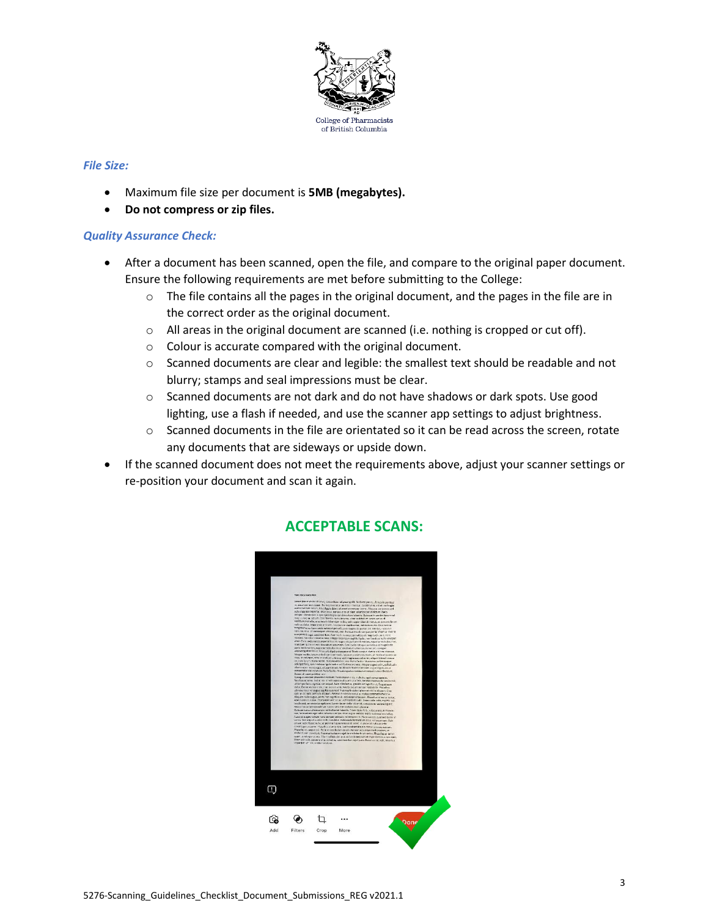### *File Size:*

- Maximum file size per document is **5MB (megabytes).**
- **Do not compress or zip files.**

### *Quality Assurance Check:*

- After a document has been scanned, open the file, and compare to the original paper document. Ensure the following requirements are met before submitting to the College:
  - The file contains all the pages in the original document, and the pages in the file are in the correct order as the original document.
  - All areas in the original document are scanned (i.e. nothing is cropped or cut off).
  - Colour is accurate compared with the original document.
  - Scanned documents are clear and legible: the smallest text should be readable and not blurry; stamps and seal impressions must be clear.
  - Scanned documents are not dark and do not have shadows or dark spots. Use good lighting, use a flash if needed, and use the scanner app settings to adjust brightness.
  - Scanned documents in the file are orientated so it can be read across the screen, rotate any documents that are sideways or upside down.
- If the scanned document does not meet the requirements above, adjust your scanner settings or re-position your document and scan it again.

## ACCEPTABLE SCANS: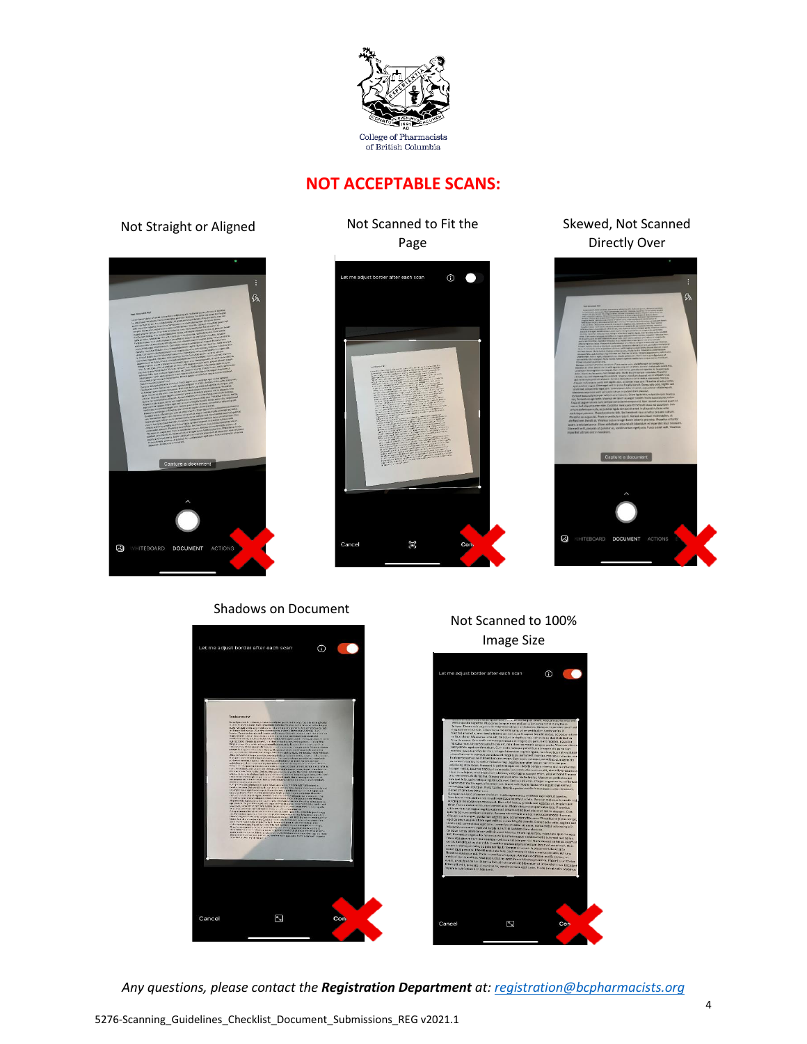College of Pharmacists of British Columbia

## NOT ACCEPTABLE SCANS:

Not Straight or Aligned

Not Scanned to Fit the Page

Skewed, Not Scanned Directly Over

Shadows on Document

Not Scanned to 100% Image Size

*Any questions, please contact the **Registration Department** at: [registration@bcpharmacists.org](mailto:registration@bcpharmacists.org)*

5276-Scanning_Guidelines_Checklist_Document_Submissions_REG v2021.1